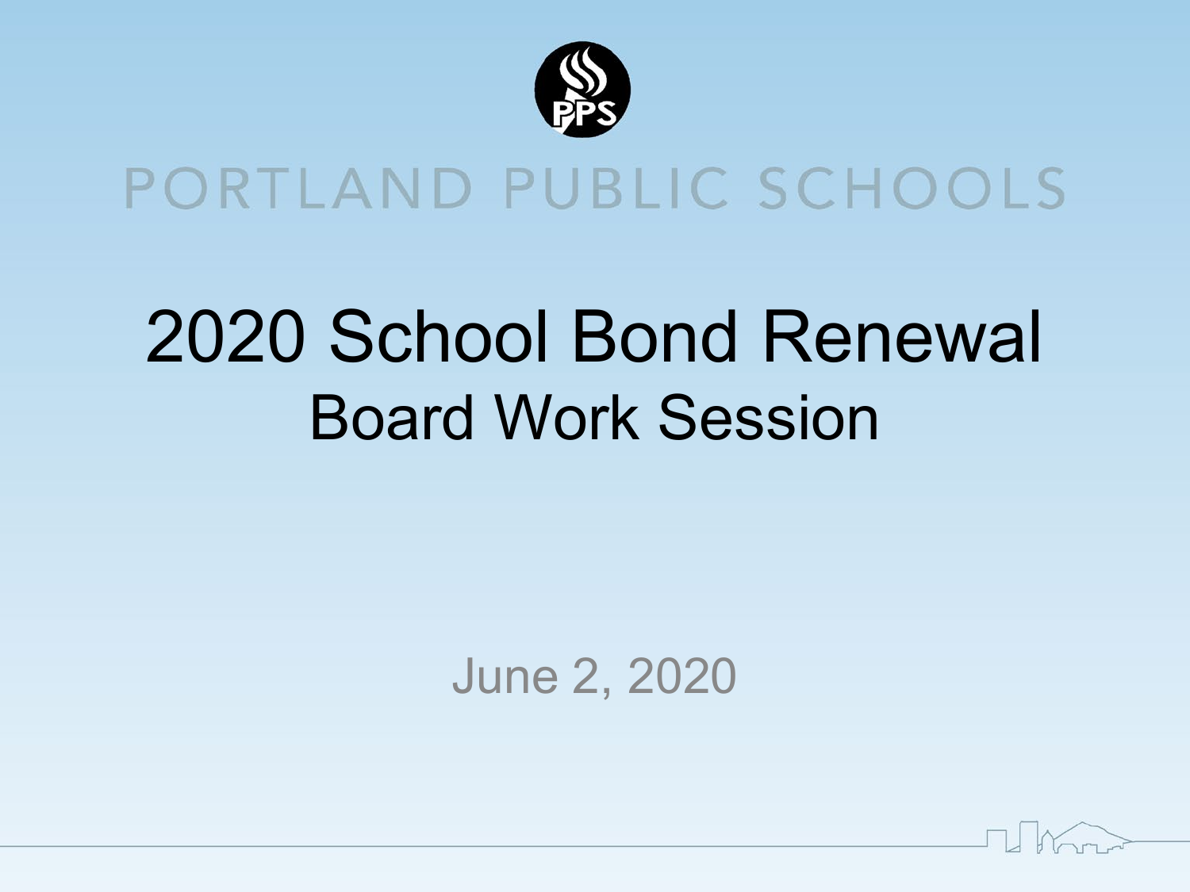PORTLAND PUBLIC SCHOOLS

# 2020 School Bond Renewal

## Board Work Session

June 2, 2020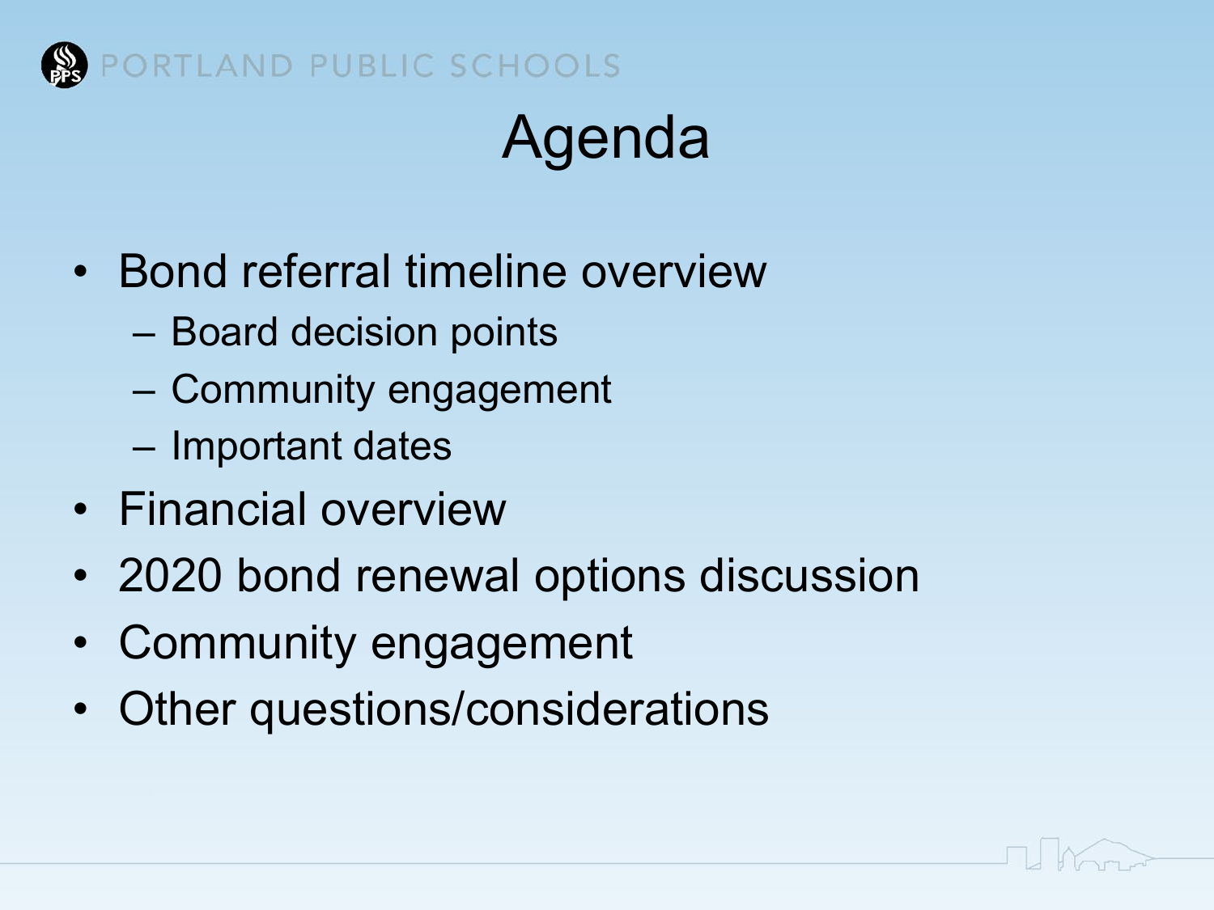# Agenda

- Bond referral timeline overview
  - Board decision points
  - Community engagement
  - Important dates
- Financial overview
- 2020 bond renewal options discussion
- Community engagement
- Other questions/considerations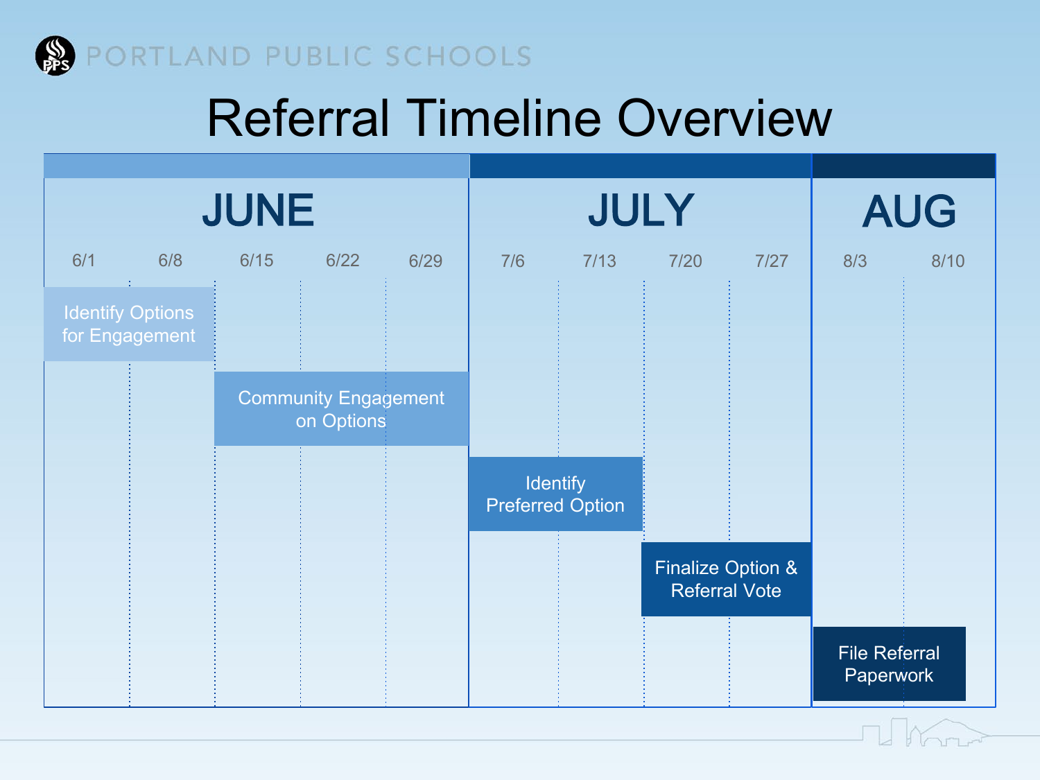# Referral Timeline Overview

| | JUNE | | | | | JULY | | | | AUG | |
|---|---|---|---|---|---|---|---|---|---|---|---|
| **Task** | **6/1** | **6/8** | **6/15** | **6/22** | **6/29** | **7/6** | **7/13** | **7/20** | **7/27** | **8/3** | **8/10** |
| Identify Options for Engagement | X | X | | | | | | | | | |
| Community Engagement on Options | | | X | X | X | | | | | | |
| Identify Preferred Option | | | | | | X | X | | | | |
| Finalize Option & Referral Vote | | | | | | | | X | X | | |
| File Referral Paperwork | | | | | | | | | | X | X |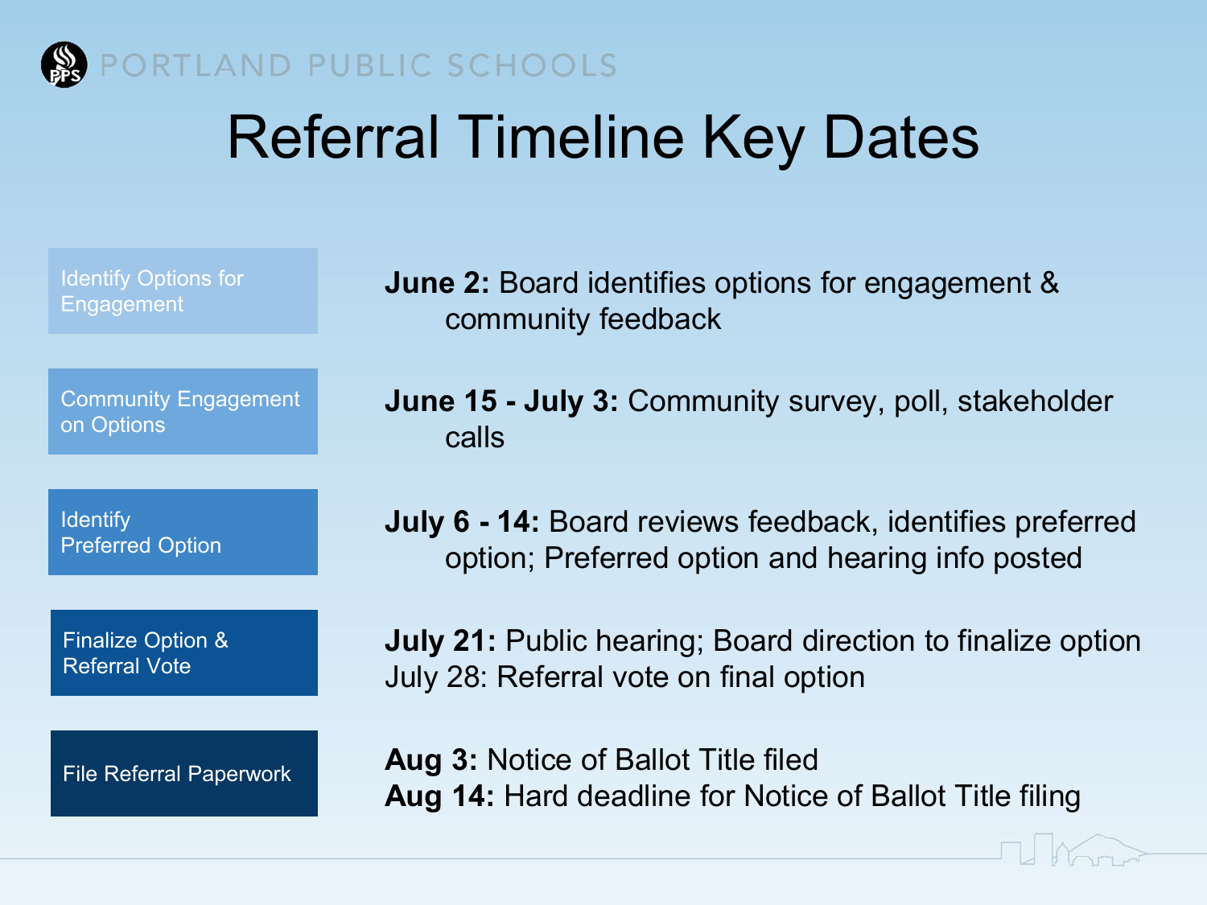PORTLAND PUBLIC SCHOOLS

# Referral Timeline Key Dates

| Phase | Key Dates |
| --- | --- |
| Identify Options for Engagement | **June 2:** Board identifies options for engagement & community feedback |
| Community Engagement on Options | **June 15 - July 3:** Community survey, poll, stakeholder calls |
| Identify Preferred Option | **July 6 - 14:** Board reviews feedback, identifies preferred option; Preferred option and hearing info posted |
| Finalize Option & Referral Vote | **July 21:** Public hearing; Board direction to finalize option<br>July 28: Referral vote on final option |
| File Referral Paperwork | **Aug 3:** Notice of Ballot Title filed<br>**Aug 14:** Hard deadline for Notice of Ballot Title filing |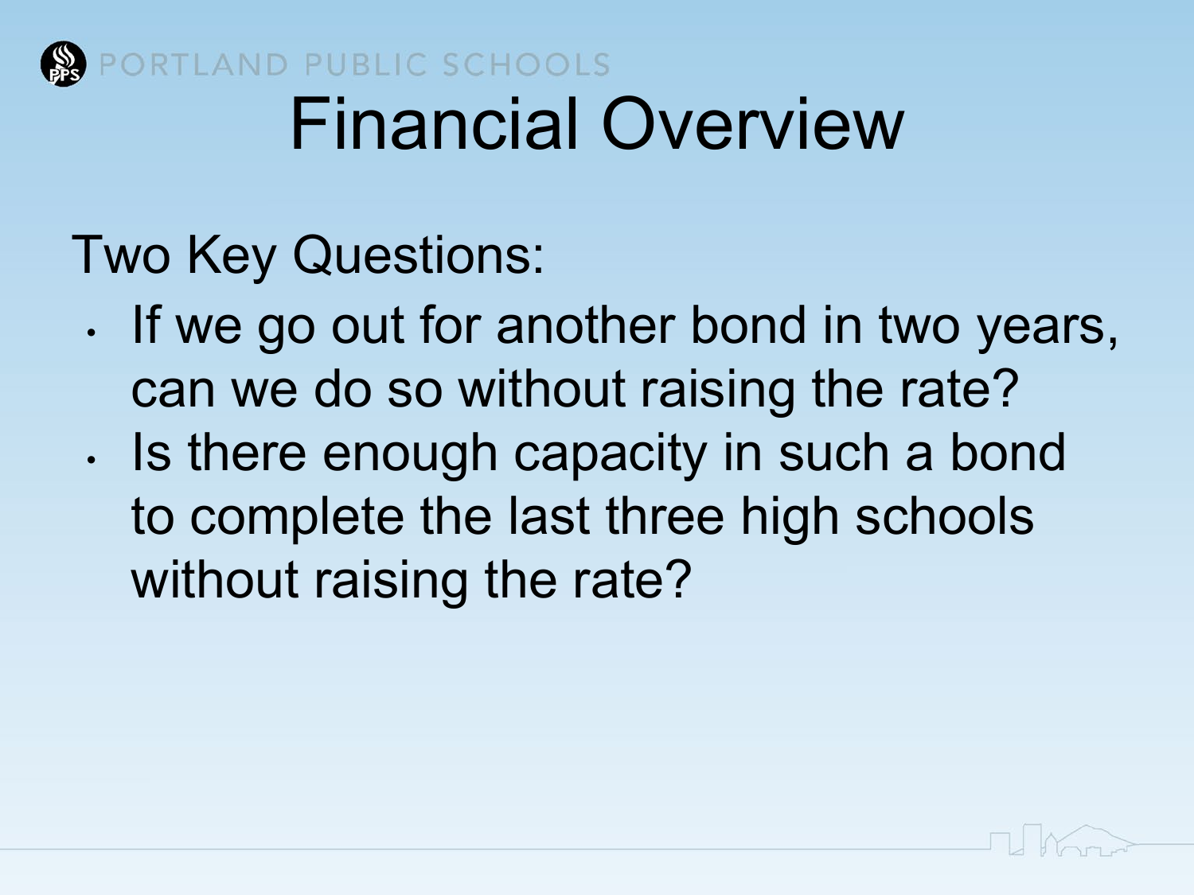# Financial Overview

Two Key Questions:

- If we go out for another bond in two years, can we do so without raising the rate?
- Is there enough capacity in such a bond to complete the last three high schools without raising the rate?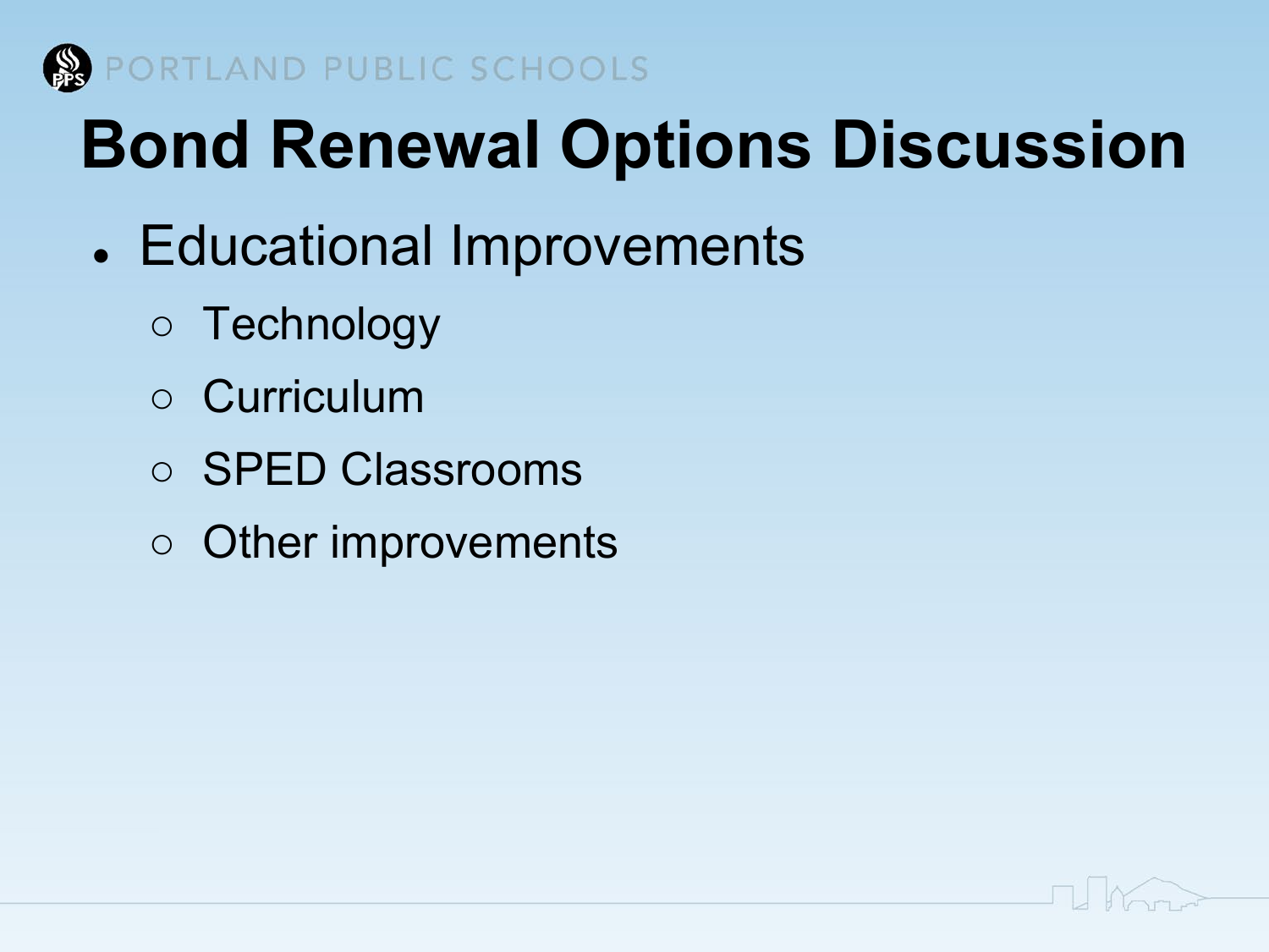# Bond Renewal Options Discussion

- Educational Improvements
  - Technology
  - Curriculum
  - SPED Classrooms
  - Other improvements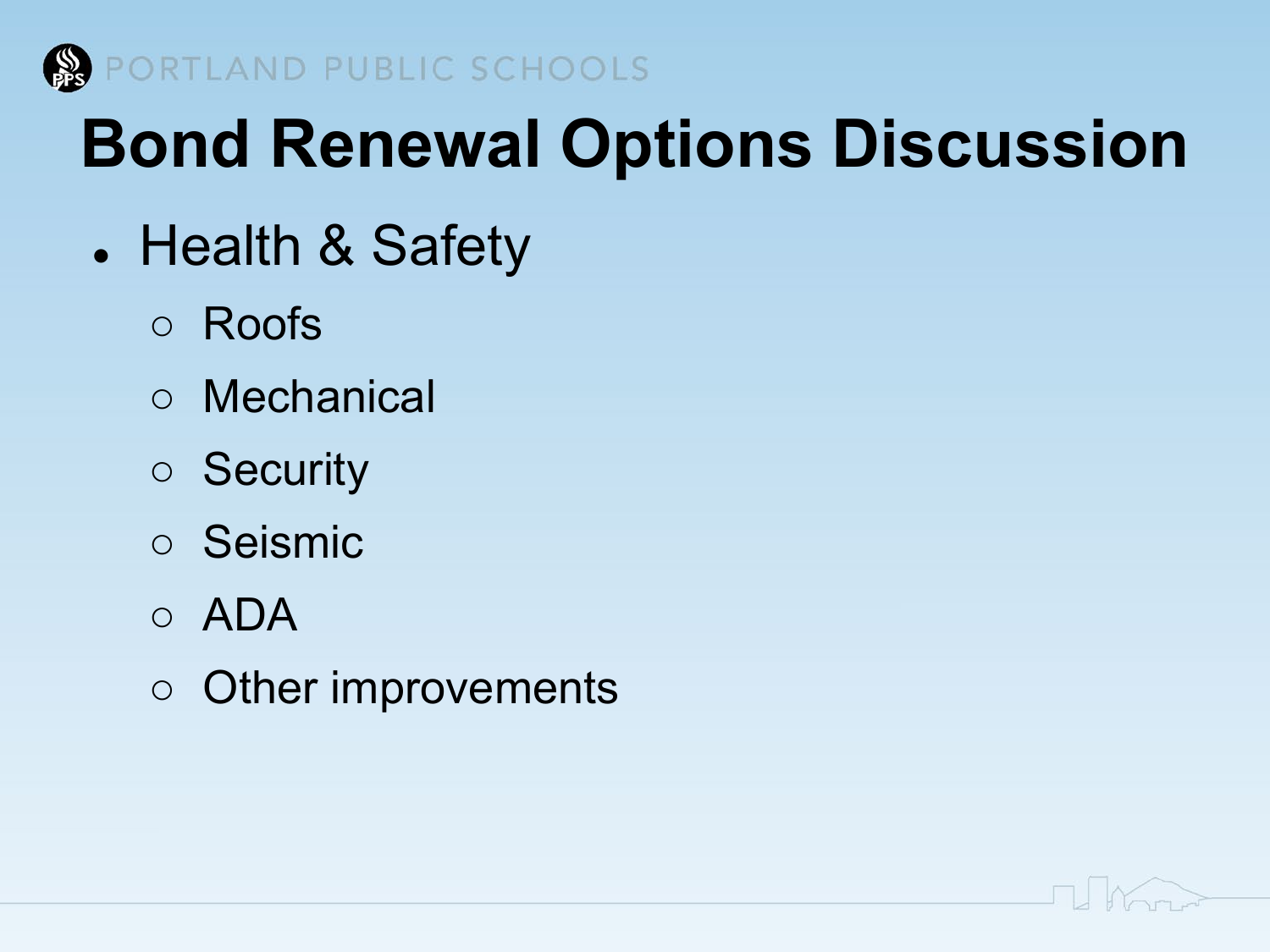# Bond Renewal Options Discussion

- Health & Safety
  - Roofs
  - Mechanical
  - Security
  - Seismic
  - ADA
  - Other improvements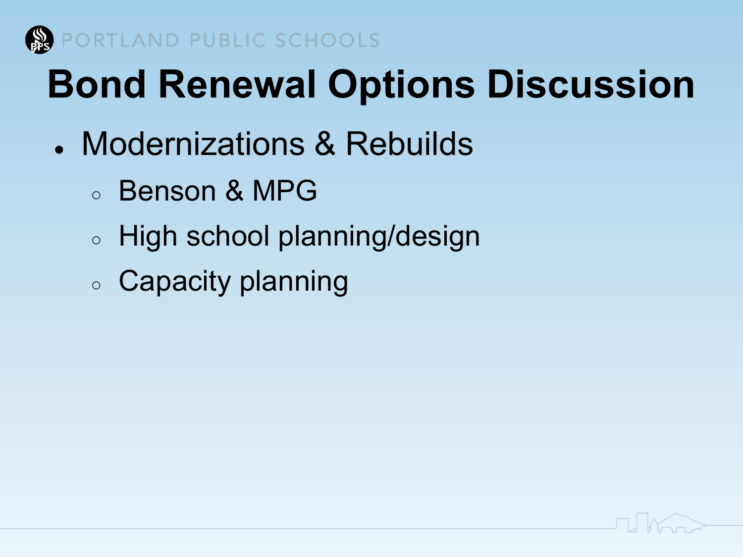# Bond Renewal Options Discussion

- Modernizations & Rebuilds
  - Benson & MPG
  - High school planning/design
  - Capacity planning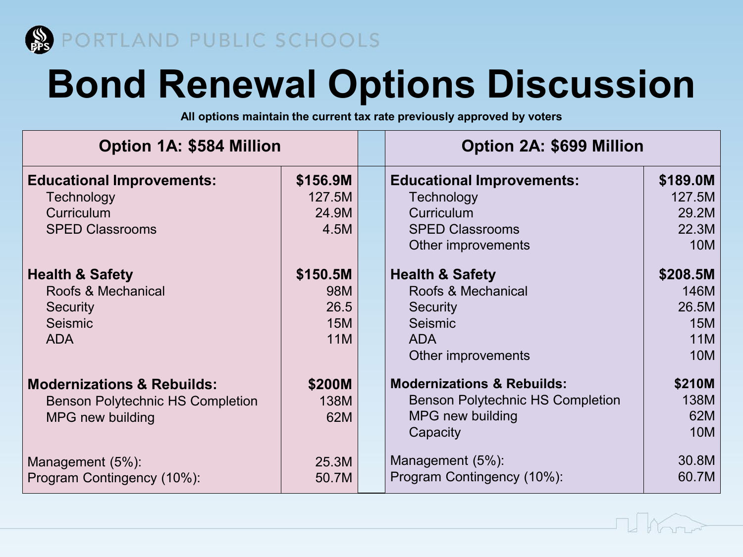PORTLAND PUBLIC SCHOOLS

# Bond Renewal Options Discussion

**All options maintain the current tax rate previously approved by voters**

| Option 1A: $584 Million | |
|---|---|
| **Educational Improvements:** | **$156.9M** |
| Technology | 127.5M |
| Curriculum | 24.9M |
| SPED Classrooms | 4.5M |
| **Health & Safety** | **$150.5M** |
| Roofs & Mechanical | 98M |
| Security | 26.5 |
| Seismic | 15M |
| ADA | 11M |
| **Modernizations & Rebuilds:** | **$200M** |
| Benson Polytechnic HS Completion | 138M |
| MPG new building | 62M |
| Management (5%): | 25.3M |
| Program Contingency (10%): | 50.7M |

| Option 2A: $699 Million | |
|---|---|
| **Educational Improvements:** | **$189.0M** |
| Technology | 127.5M |
| Curriculum | 29.2M |
| SPED Classrooms | 22.3M |
| Other improvements | 10M |
| **Health & Safety** | **$208.5M** |
| Roofs & Mechanical | 146M |
| Security | 26.5M |
| Seismic | 15M |
| ADA | 11M |
| Other improvements | 10M |
| **Modernizations & Rebuilds:** | **$210M** |
| Benson Polytechnic HS Completion | 138M |
| MPG new building | 62M |
| Capacity | 10M |
| Management (5%): | 30.8M |
| Program Contingency (10%): | 60.7M |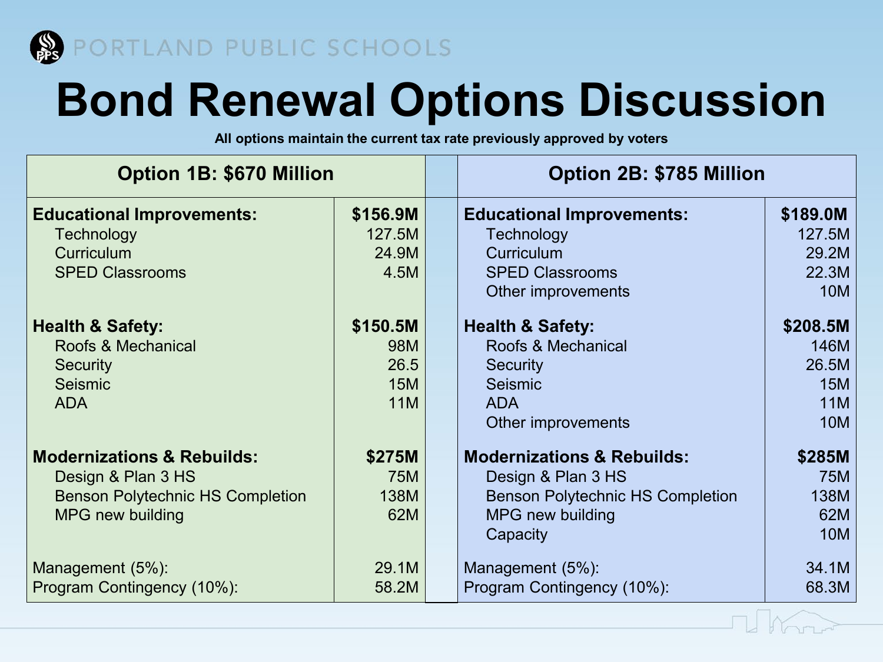# Bond Renewal Options Discussion

**All options maintain the current tax rate previously approved by voters**

| Option 1B: $670 Million | | Option 2B: $785 Million | |
|---|---|---|---|
| **Educational Improvements:** | **$156.9M** | **Educational Improvements:** | **$189.0M** |
| Technology | 127.5M | Technology | 127.5M |
| Curriculum | 24.9M | Curriculum | 29.2M |
| SPED Classrooms | 4.5M | SPED Classrooms | 22.3M |
| | | Other improvements | 10M |
| **Health & Safety:** | **$150.5M** | **Health & Safety:** | **$208.5M** |
| Roofs & Mechanical | 98M | Roofs & Mechanical | 146M |
| Security | 26.5 | Security | 26.5M |
| Seismic | 15M | Seismic | 15M |
| ADA | 11M | ADA | 11M |
| | | Other improvements | 10M |
| **Modernizations & Rebuilds:** | **$275M** | **Modernizations & Rebuilds:** | **$285M** |
| Design & Plan 3 HS | 75M | Design & Plan 3 HS | 75M |
| Benson Polytechnic HS Completion | 138M | Benson Polytechnic HS Completion | 138M |
| MPG new building | 62M | MPG new building | 62M |
| | | Capacity | 10M |
| Management (5%): | 29.1M | Management (5%): | 34.1M |
| Program Contingency (10%): | 58.2M | Program Contingency (10%): | 68.3M |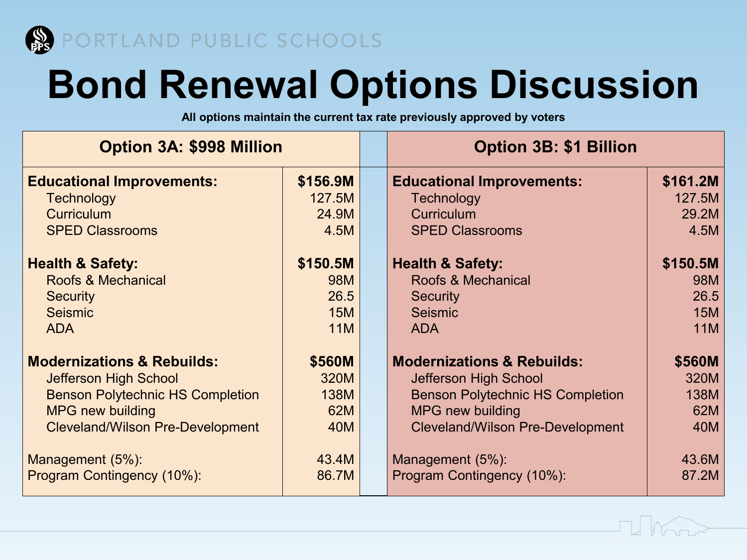# Bond Renewal Options Discussion

**All options maintain the current tax rate previously approved by voters**

| Option 3A: $998 Million | | Option 3B: $1 Billion | |
|---|---|---|---|
| **Educational Improvements:** | **$156.9M** | **Educational Improvements:** | **$161.2M** |
| Technology | 127.5M | Technology | 127.5M |
| Curriculum | 24.9M | Curriculum | 29.2M |
| SPED Classrooms | 4.5M | SPED Classrooms | 4.5M |
| **Health & Safety:** | **$150.5M** | **Health & Safety:** | **$150.5M** |
| Roofs & Mechanical | 98M | Roofs & Mechanical | 98M |
| Security | 26.5 | Security | 26.5 |
| Seismic | 15M | Seismic | 15M |
| ADA | 11M | ADA | 11M |
| **Modernizations & Rebuilds:** | **$560M** | **Modernizations & Rebuilds:** | **$560M** |
| Jefferson High School | 320M | Jefferson High School | 320M |
| Benson Polytechnic HS Completion | 138M | Benson Polytechnic HS Completion | 138M |
| MPG new building | 62M | MPG new building | 62M |
| Cleveland/Wilson Pre-Development | 40M | Cleveland/Wilson Pre-Development | 40M |
| Management (5%): | 43.4M | Management (5%): | 43.6M |
| Program Contingency (10%): | 86.7M | Program Contingency (10%): | 87.2M |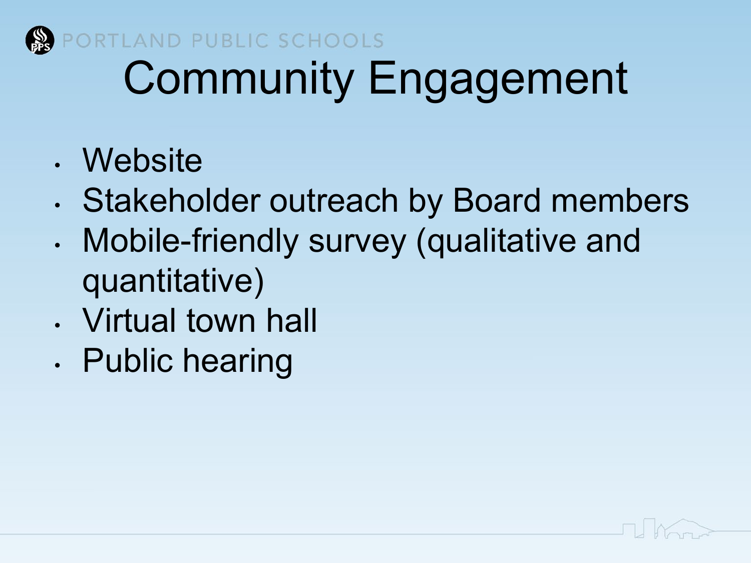# Community Engagement

- Website
- Stakeholder outreach by Board members
- Mobile-friendly survey (qualitative and quantitative)
- Virtual town hall
- Public hearing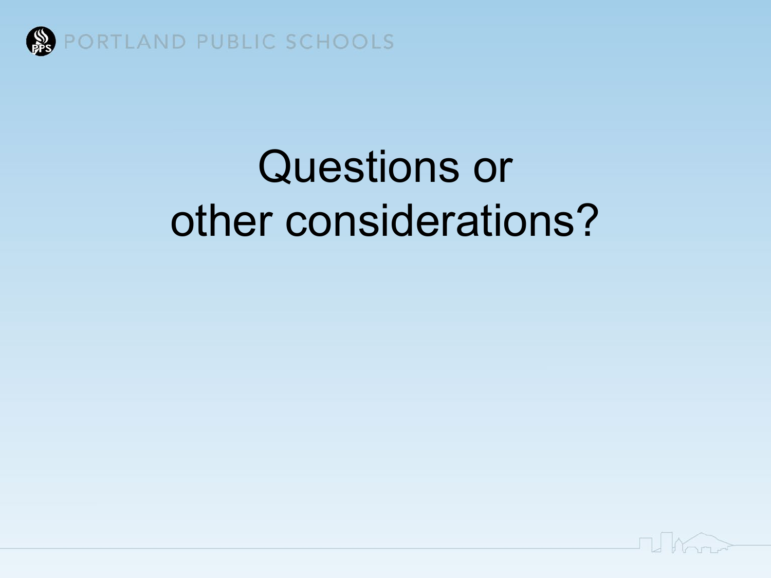# Questions or other considerations?